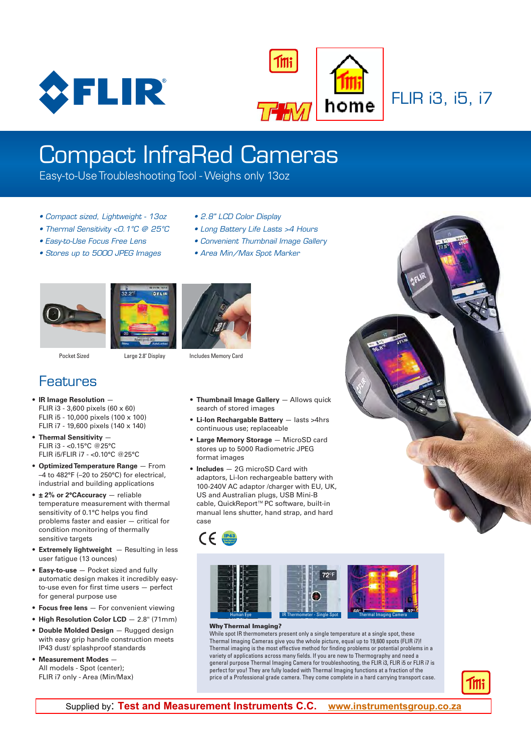FLIR i3, i5, i7

# Compact InfraRed Cameras

Easy-to-Use Troubleshooting Tool - Weighs only 13oz

- *Compact sized, Lightweight - 13oz*
- *Thermal Sensitivity <0.1°C @ 25°C*
- *Easy-to-Use Focus Free Lens*
- *Stores up to 5000 JPEG Images*
- *2.8" LCD Color Display*
- *Long Battery Life Lasts >4 Hours*
- *Convenient Thumbnail Image Gallery*
- *Area Min/Max Spot Marker*

Pocket Sized

Large 2.8" Display

Includes Memory Card

## Features

- **IR Image Resolution** —
  FLIR i3 - 3,600 pixels (60 x 60)
  FLIR i5 - 10,000 pixels (100 x 100)
  FLIR i7 - 19,600 pixels (140 x 140)
- **Thermal Sensitivity** —
  FLIR i3 - <0.15°C @25°C
  FLIR i5/FLIR i7 - <0.10°C @25°C
- **Optimized Temperature Range** — From –4 to 482°F (–20 to 250°C) for electrical, industrial and building applications
- **± 2% or 2°CAccuracy** — reliable temperature measurement with thermal sensitivity of 0.1°C helps you find problems faster and easier — critical for condition monitoring of thermally sensitive targets
- **Extremely lightweight** — Resulting in less user fatigue (13 ounces)
- **Easy-to-use** — Pocket sized and fully automatic design makes it incredibly easy-to-use even for first time users — perfect for general purpose use
- **Focus free lens** — For convenient viewing
- **High Resolution Color LCD** — 2.8" (71mm)
- **Double Molded Design** — Rugged design with easy grip handle construction meets IP43 dust/ splashproof standards
- **Measurement Modes** —
  All models - Spot (center);
  FLIR i7 only - Area (Min/Max)
- **Thumbnail Image Gallery** — Allows quick search of stored images
- **Li-Ion Rechargable Battery** — lasts >4hrs continuous use; replaceable
- **Large Memory Storage** — MicroSD card stores up to 5000 Radiometric JPEG format images
- **Includes** — 2G microSD Card with adaptors, Li-Ion rechargeable battery with 100-240V AC adaptor /charger with EU, UK, US and Australian plugs, USB Mini-B cable, QuickReport™ PC software, built-in manual lens shutter, hand strap, and hard case

Human Eye

IR Thermometer - Single Spot

Thermal Imaging Camera

**Why Thermal Imaging?**

While spot IR thermometers present only a single temperature at a single spot, these Thermal Imaging Cameras give you the whole picture, equal up to 19,600 spots (FLIR i7)! Thermal imaging is the most effective method for finding problems or potential problems in a variety of applications across many fields. If you are new to Thermography and need a general purpose Thermal Imaging Camera for troubleshooting, the FLIR i3, FLIR i5 or FLIR i7 is perfect for you! They are fully loaded with Thermal Imaging functions at a fraction of the price of a Professional grade camera. They come complete in a hard carrying transport case.

Supplied by: **Test and Measurement Instruments C.C.** www.instrumentsgroup.co.za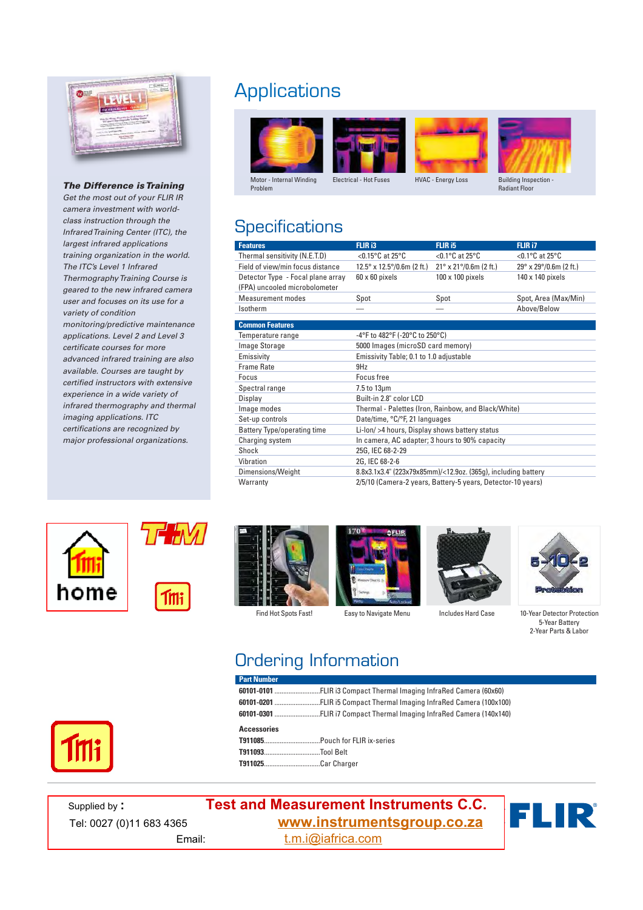**The Difference is Training**

*Get the most out of your FLIR IR camera investment with world-class instruction through the Infrared Training Center (ITC), the largest infrared applications training organization in the world. The ITC's Level 1 Infrared Thermography Training Course is geared to the new infrared camera user and focuses on its use for a variety of condition monitoring/predictive maintenance applications. Level 2 and Level 3 certificate courses for more advanced infrared training are also available. Courses are taught by certified instructors with extensive experience in a wide variety of infrared thermography and thermal imaging applications. ITC certifications are recognized by major professional organizations.*

# Applications

Motor - Internal Winding Problem

Electrical - Hot Fuses

HVAC - Energy Loss

Building Inspection - Radiant Floor

# Specifications

| Features | FLIR i3 | FLIR i5 | FLIR i7 |
|---|---|---|---|
| Thermal sensitivity (N.E.T.D) | <0.15°C at 25°C | <0.1°C at 25°C | <0.1°C at 25°C |
| Field of view/min focus distance | 12.5° x 12.5°/0.6m (2 ft.) | 21° x 21°/0.6m (2 ft.) | 29° x 29°/0.6m (2 ft.) |
| Detector Type - Focal plane array (FPA) uncooled microbolometer | 60 x 60 pixels | 100 x 100 pixels | 140 x 140 pixels |
| Measurement modes | Spot | Spot | Spot, Area (Max/Min) |
| Isotherm | — | — | Above/Below |

| Common Features | |
|---|---|
| Temperature range | -4°F to 482°F (-20°C to 250°C) |
| Image Storage | 5000 Images (microSD card memory) |
| Emissivity | Emissivity Table; 0.1 to 1.0 adjustable |
| Frame Rate | 9Hz |
| Focus | Focus free |
| Spectral range | 7.5 to 13µm |
| Display | Built-in 2.8" color LCD |
| Image modes | Thermal - Palettes (Iron, Rainbow, and Black/White) |
| Set-up controls | Date/time, °C/°F, 21 languages |
| Battery Type/operating time | Li-Ion/ >4 hours, Display shows battery status |
| Charging system | In camera, AC adapter; 3 hours to 90% capacity |
| Shock | 25G, IEC 68-2-29 |
| Vibration | 2G, IEC 68-2-6 |
| Dimensions/Weight | 8.8x3.1x3.4" (223x79x85mm)/<12.9oz. (365g), including battery |
| Warranty | 2/5/10 (Camera-2 years, Battery-5 years, Detector-10 years) |

Find Hot Spots Fast!

Easy to Navigate Menu

Includes Hard Case

10-Year Detector Protection
5-Year Battery
2-Year Parts & Labor

# Ordering Information

**Part Number**

**60101-0101** ..........................FLIR i3 Compact Thermal Imaging InfraRed Camera (60x60)
**60101-0201** ..........................FLIR i5 Compact Thermal Imaging InfraRed Camera (100x100)
**60101-0301** ..........................FLIR i7 Compact Thermal Imaging InfraRed Camera (140x140)

**Accessories**

**T911085**................................Pouch for FLIR ix-series
**T911093**................................Tool Belt
**T911025**................................Car Charger

Supplied by : **Test and Measurement Instruments C.C.**
Tel: 0027 (0)11 683 4365 www.instrumentsgroup.co.za
Email: t.m.i@iafrica.com

FLIR